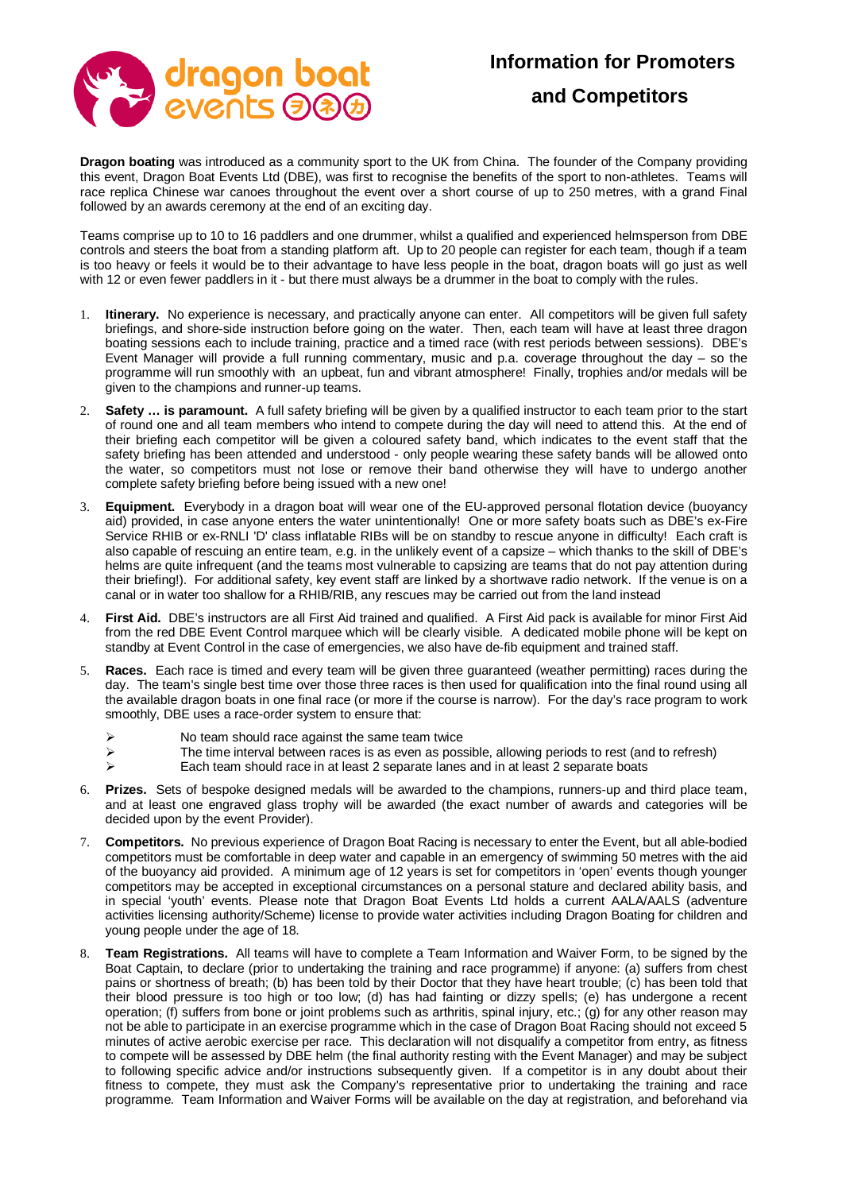# Information for Promoters and Competitors

**Dragon boating** was introduced as a community sport to the UK from China. The founder of the Company providing this event, Dragon Boat Events Ltd (DBE), was first to recognise the benefits of the sport to non-athletes. Teams will race replica Chinese war canoes throughout the event over a short course of up to 250 metres, with a grand Final followed by an awards ceremony at the end of an exciting day.

Teams comprise up to 10 to 16 paddlers and one drummer, whilst a qualified and experienced helmsperson from DBE controls and steers the boat from a standing platform aft. Up to 20 people can register for each team, though if a team is too heavy or feels it would be to their advantage to have less people in the boat, dragon boats will go just as well with 12 or even fewer paddlers in it - but there must always be a drummer in the boat to comply with the rules.

1. **Itinerary.** No experience is necessary, and practically anyone can enter. All competitors will be given full safety briefings, and shore-side instruction before going on the water. Then, each team will have at least three dragon boating sessions each to include training, practice and a timed race (with rest periods between sessions). DBE's Event Manager will provide a full running commentary, music and p.a. coverage throughout the day – so the programme will run smoothly with an upbeat, fun and vibrant atmosphere! Finally, trophies and/or medals will be given to the champions and runner-up teams.

2. **Safety … is paramount.** A full safety briefing will be given by a qualified instructor to each team prior to the start of round one and all team members who intend to compete during the day will need to attend this. At the end of their briefing each competitor will be given a coloured safety band, which indicates to the event staff that the safety briefing has been attended and understood - only people wearing these safety bands will be allowed onto the water, so competitors must not lose or remove their band otherwise they will have to undergo another complete safety briefing before being issued with a new one!

3. **Equipment.** Everybody in a dragon boat will wear one of the EU-approved personal flotation device (buoyancy aid) provided, in case anyone enters the water unintentionally! One or more safety boats such as DBE's ex-Fire Service RHIB or ex-RNLI 'D' class inflatable RIBs will be on standby to rescue anyone in difficulty! Each craft is also capable of rescuing an entire team, e.g. in the unlikely event of a capsize – which thanks to the skill of DBE's helms are quite infrequent (and the teams most vulnerable to capsizing are teams that do not pay attention during their briefing!). For additional safety, key event staff are linked by a shortwave radio network. If the venue is on a canal or in water too shallow for a RHIB/RIB, any rescues may be carried out from the land instead

4. **First Aid.** DBE's instructors are all First Aid trained and qualified. A First Aid pack is available for minor First Aid from the red DBE Event Control marquee which will be clearly visible. A dedicated mobile phone will be kept on standby at Event Control in the case of emergencies, we also have de-fib equipment and trained staff.

5. **Races.** Each race is timed and every team will be given three guaranteed (weather permitting) races during the day. The team's single best time over those three races is then used for qualification into the final round using all the available dragon boats in one final race (or more if the course is narrow). For the day's race program to work smoothly, DBE uses a race-order system to ensure that:
   - No team should race against the same team twice
   - The time interval between races is as even as possible, allowing periods to rest (and to refresh)
   - Each team should race in at least 2 separate lanes and in at least 2 separate boats

6. **Prizes.** Sets of bespoke designed medals will be awarded to the champions, runners-up and third place team, and at least one engraved glass trophy will be awarded (the exact number of awards and categories will be decided upon by the event Provider).

7. **Competitors.** No previous experience of Dragon Boat Racing is necessary to enter the Event, but all able-bodied competitors must be comfortable in deep water and capable in an emergency of swimming 50 metres with the aid of the buoyancy aid provided. A minimum age of 12 years is set for competitors in 'open' events though younger competitors may be accepted in exceptional circumstances on a personal stature and declared ability basis, and in special 'youth' events. Please note that Dragon Boat Events Ltd holds a current AALA/AALS (adventure activities licensing authority/Scheme) license to provide water activities including Dragon Boating for children and young people under the age of 18.

8. **Team Registrations.** All teams will have to complete a Team Information and Waiver Form, to be signed by the Boat Captain, to declare (prior to undertaking the training and race programme) if anyone: (a) suffers from chest pains or shortness of breath; (b) has been told by their Doctor that they have heart trouble; (c) has been told that their blood pressure is too high or too low; (d) has had fainting or dizzy spells; (e) has undergone a recent operation; (f) suffers from bone or joint problems such as arthritis, spinal injury, etc.; (g) for any other reason may not be able to participate in an exercise programme which in the case of Dragon Boat Racing should not exceed 5 minutes of active aerobic exercise per race. This declaration will not disqualify a competitor from entry, as fitness to compete will be assessed by DBE helm (the final authority resting with the Event Manager) and may be subject to following specific advice and/or instructions subsequently given. If a competitor is in any doubt about their fitness to compete, they must ask the Company's representative prior to undertaking the training and race programme. Team Information and Waiver Forms will be available on the day at registration, and beforehand via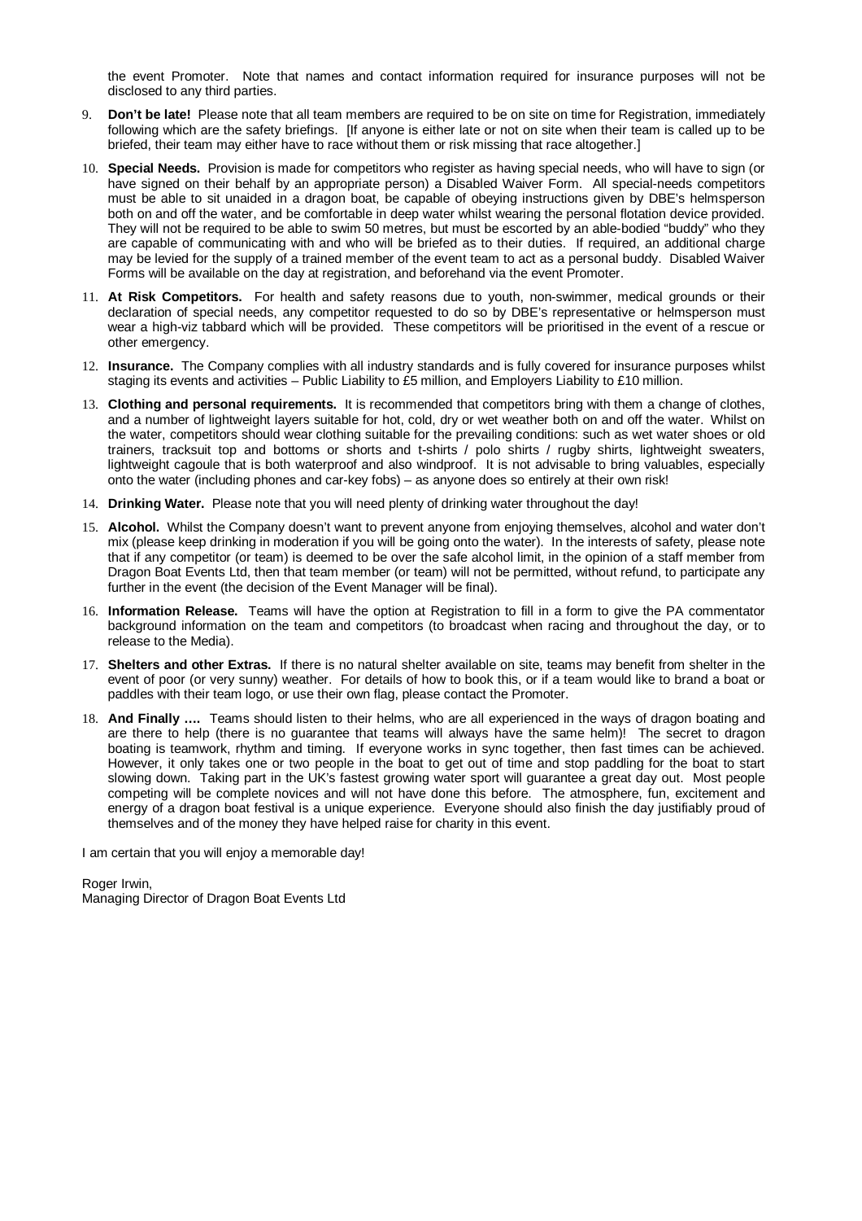the event Promoter. Note that names and contact information required for insurance purposes will not be disclosed to any third parties.

9. **Don't be late!** Please note that all team members are required to be on site on time for Registration, immediately following which are the safety briefings. [If anyone is either late or not on site when their team is called up to be briefed, their team may either have to race without them or risk missing that race altogether.]

10. **Special Needs.** Provision is made for competitors who register as having special needs, who will have to sign (or have signed on their behalf by an appropriate person) a Disabled Waiver Form. All special-needs competitors must be able to sit unaided in a dragon boat, be capable of obeying instructions given by DBE's helmsperson both on and off the water, and be comfortable in deep water whilst wearing the personal flotation device provided. They will not be required to be able to swim 50 metres, but must be escorted by an able-bodied "buddy" who they are capable of communicating with and who will be briefed as to their duties. If required, an additional charge may be levied for the supply of a trained member of the event team to act as a personal buddy. Disabled Waiver Forms will be available on the day at registration, and beforehand via the event Promoter.

11. **At Risk Competitors.** For health and safety reasons due to youth, non-swimmer, medical grounds or their declaration of special needs, any competitor requested to do so by DBE's representative or helmsperson must wear a high-viz tabbard which will be provided. These competitors will be prioritised in the event of a rescue or other emergency.

12. **Insurance.** The Company complies with all industry standards and is fully covered for insurance purposes whilst staging its events and activities – Public Liability to £5 million, and Employers Liability to £10 million.

13. **Clothing and personal requirements.** It is recommended that competitors bring with them a change of clothes, and a number of lightweight layers suitable for hot, cold, dry or wet weather both on and off the water. Whilst on the water, competitors should wear clothing suitable for the prevailing conditions: such as wet water shoes or old trainers, tracksuit top and bottoms or shorts and t-shirts / polo shirts / rugby shirts, lightweight sweaters, lightweight cagoule that is both waterproof and also windproof. It is not advisable to bring valuables, especially onto the water (including phones and car-key fobs) – as anyone does so entirely at their own risk!

14. **Drinking Water.** Please note that you will need plenty of drinking water throughout the day!

15. **Alcohol.** Whilst the Company doesn't want to prevent anyone from enjoying themselves, alcohol and water don't mix (please keep drinking in moderation if you will be going onto the water). In the interests of safety, please note that if any competitor (or team) is deemed to be over the safe alcohol limit, in the opinion of a staff member from Dragon Boat Events Ltd, then that team member (or team) will not be permitted, without refund, to participate any further in the event (the decision of the Event Manager will be final).

16. **Information Release.** Teams will have the option at Registration to fill in a form to give the PA commentator background information on the team and competitors (to broadcast when racing and throughout the day, or to release to the Media).

17. **Shelters and other Extras.** If there is no natural shelter available on site, teams may benefit from shelter in the event of poor (or very sunny) weather. For details of how to book this, or if a team would like to brand a boat or paddles with their team logo, or use their own flag, please contact the Promoter.

18. **And Finally ….** Teams should listen to their helms, who are all experienced in the ways of dragon boating and are there to help (there is no guarantee that teams will always have the same helm)! The secret to dragon boating is teamwork, rhythm and timing. If everyone works in sync together, then fast times can be achieved. However, it only takes one or two people in the boat to get out of time and stop paddling for the boat to start slowing down. Taking part in the UK's fastest growing water sport will guarantee a great day out. Most people competing will be complete novices and will not have done this before. The atmosphere, fun, excitement and energy of a dragon boat festival is a unique experience. Everyone should also finish the day justifiably proud of themselves and of the money they have helped raise for charity in this event.

I am certain that you will enjoy a memorable day!

Roger Irwin,  
Managing Director of Dragon Boat Events Ltd